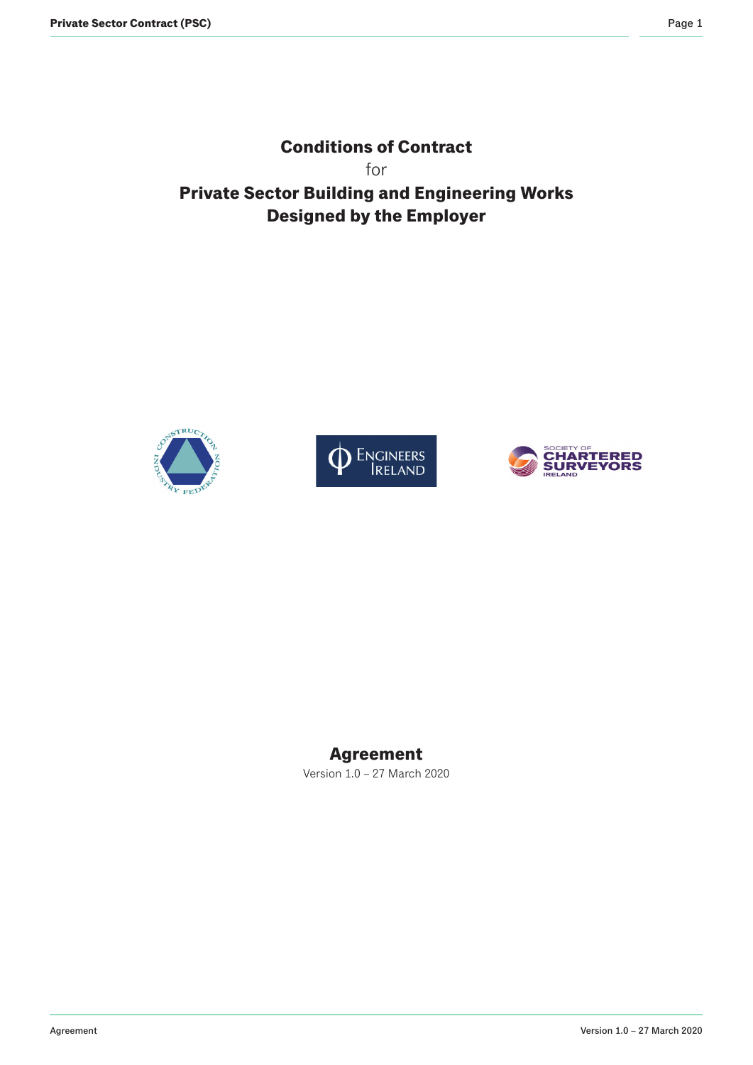# Conditions of Contract

for

# Private Sector Building and Engineering Works Designed by the Employer

## Agreement

Version 1.0 – 27 March 2020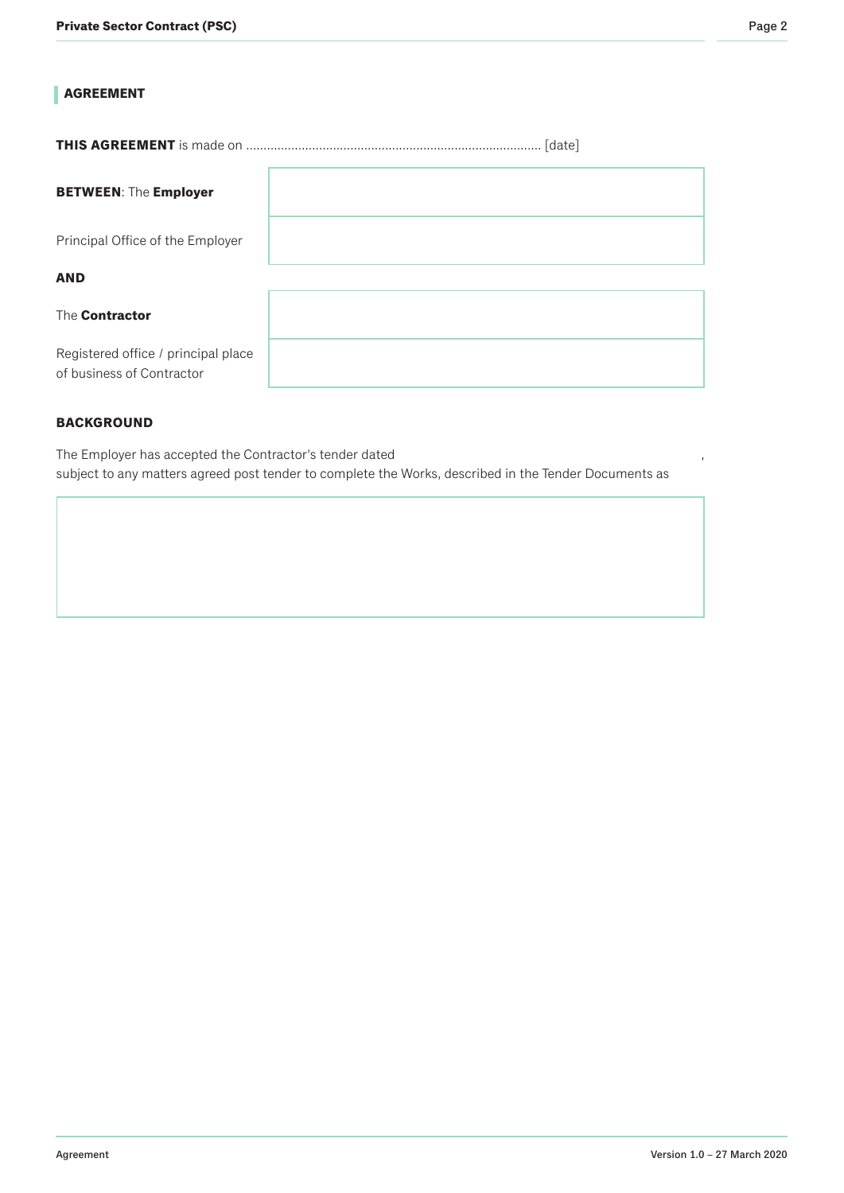## AGREEMENT

**THIS AGREEMENT** is made on ..................................................................................... [date]

| | |
|---|---|
| **BETWEEN**: The **Employer** | |
| Principal Office of the Employer | |

**AND**

| | |
|---|---|
| The **Contractor** | |
| Registered office / principal place of business of Contractor | |

**BACKGROUND**

The Employer has accepted the Contractor's tender dated ,
subject to any matters agreed post tender to complete the Works, described in the Tender Documents as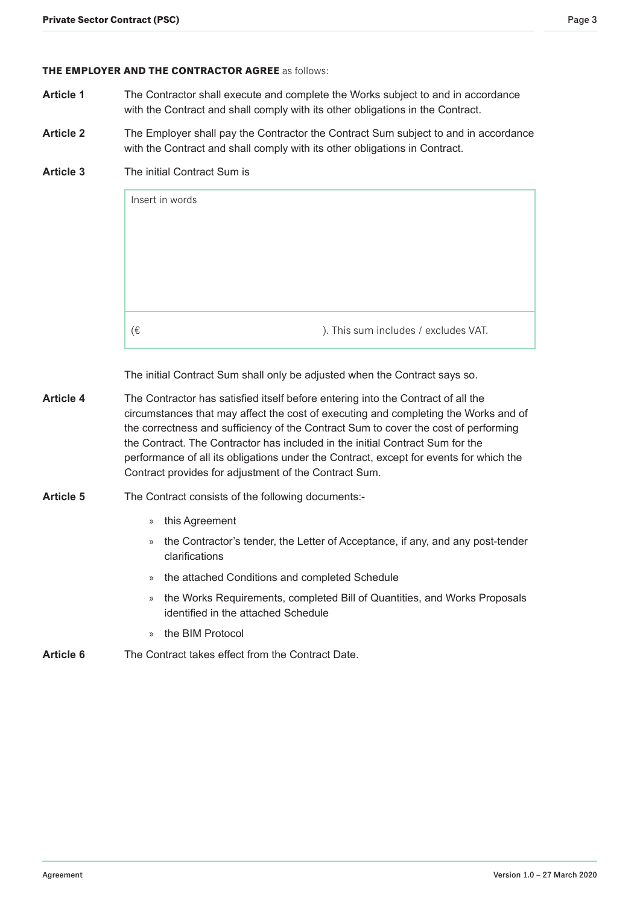**THE EMPLOYER AND THE CONTRACTOR AGREE** as follows:

**Article 1** The Contractor shall execute and complete the Works subject to and in accordance with the Contract and shall comply with its other obligations in the Contract.

**Article 2** The Employer shall pay the Contractor the Contract Sum subject to and in accordance with the Contract and shall comply with its other obligations in Contract.

**Article 3** The initial Contract Sum is

| Insert in words |
|---|
| (€ ). This sum includes / excludes VAT. |

The initial Contract Sum shall only be adjusted when the Contract says so.

**Article 4** The Contractor has satisfied itself before entering into the Contract of all the circumstances that may affect the cost of executing and completing the Works and of the correctness and sufficiency of the Contract Sum to cover the cost of performing the Contract. The Contractor has included in the initial Contract Sum for the performance of all its obligations under the Contract, except for events for which the Contract provides for adjustment of the Contract Sum.

**Article 5** The Contract consists of the following documents:-

- this Agreement
- the Contractor's tender, the Letter of Acceptance, if any, and any post-tender clarifications
- the attached Conditions and completed Schedule
- the Works Requirements, completed Bill of Quantities, and Works Proposals identified in the attached Schedule
- the BIM Protocol

**Article 6** The Contract takes effect from the Contract Date.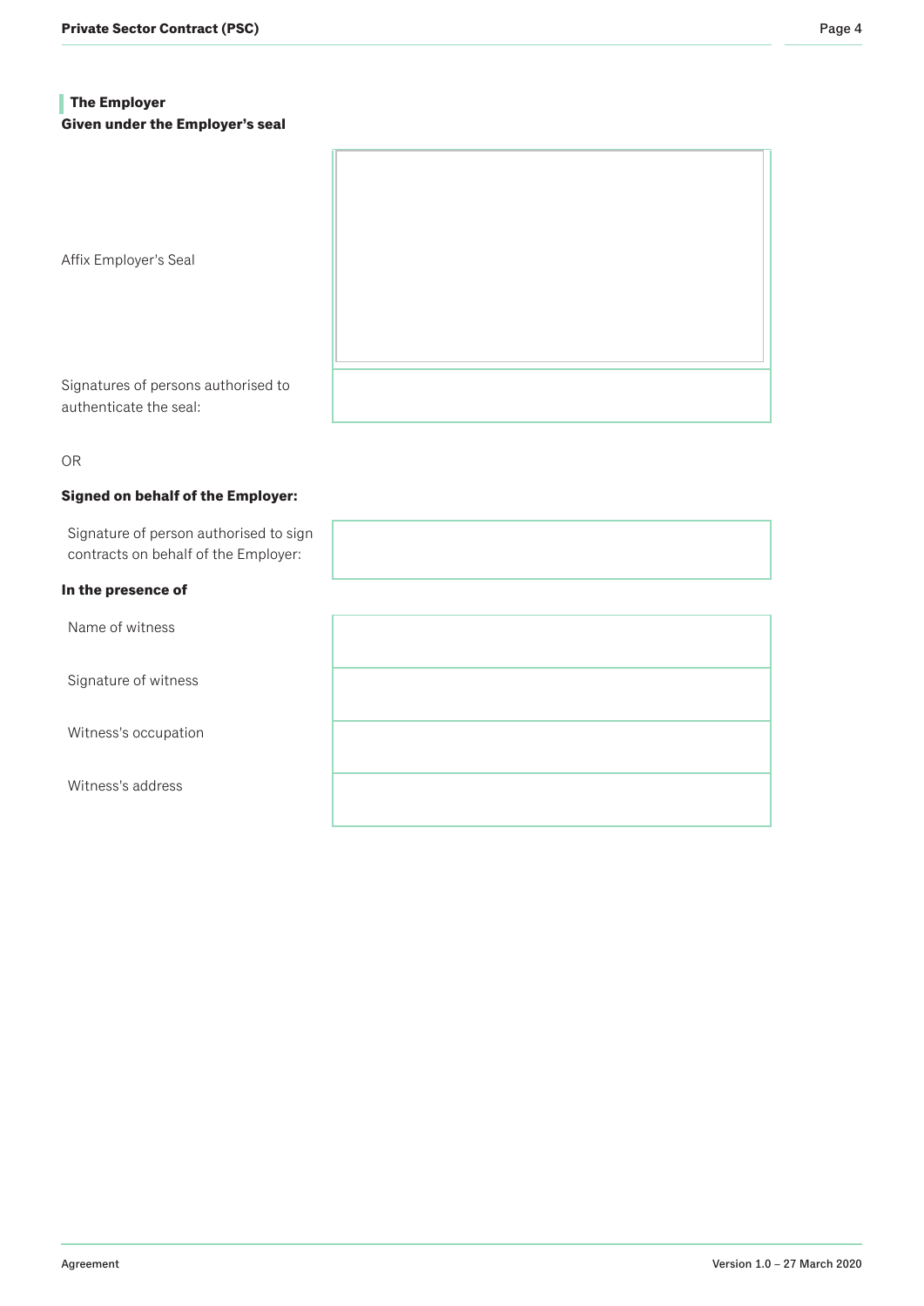### The Employer

**Given under the Employer's seal**

| | |
|---|---|
| Affix Employer's Seal | |
| Signatures of persons authorised to authenticate the seal: | |

OR

**Signed on behalf of the Employer:**

| | |
|---|---|
| Signature of person authorised to sign contracts on behalf of the Employer: | |

**In the presence of**

| | |
|---|---|
| Name of witness | |
| Signature of witness | |
| Witness's occupation | |
| Witness's address | |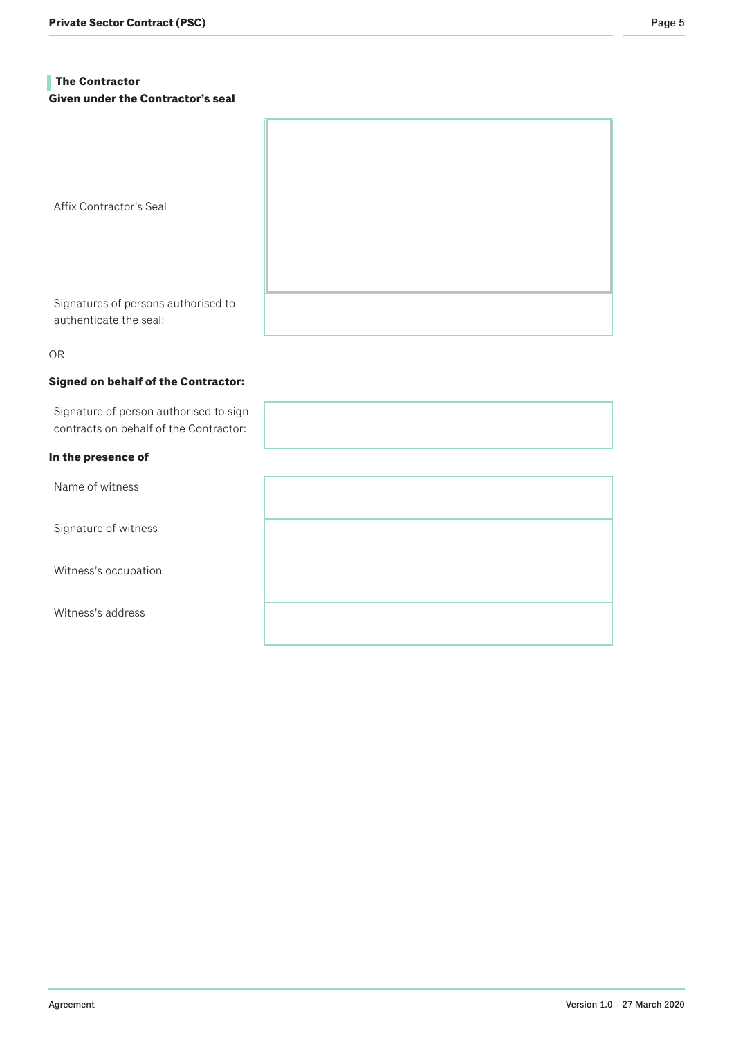### The Contractor

**Given under the Contractor's seal**

| | |
|---|---|
| Affix Contractor's Seal | |
| Signatures of persons authorised to authenticate the seal: | |

OR

**Signed on behalf of the Contractor:**

| | |
|---|---|
| Signature of person authorised to sign contracts on behalf of the Contractor: | |

**In the presence of**

| | |
|---|---|
| Name of witness | |
| Signature of witness | |
| Witness's occupation | |
| Witness's address | |